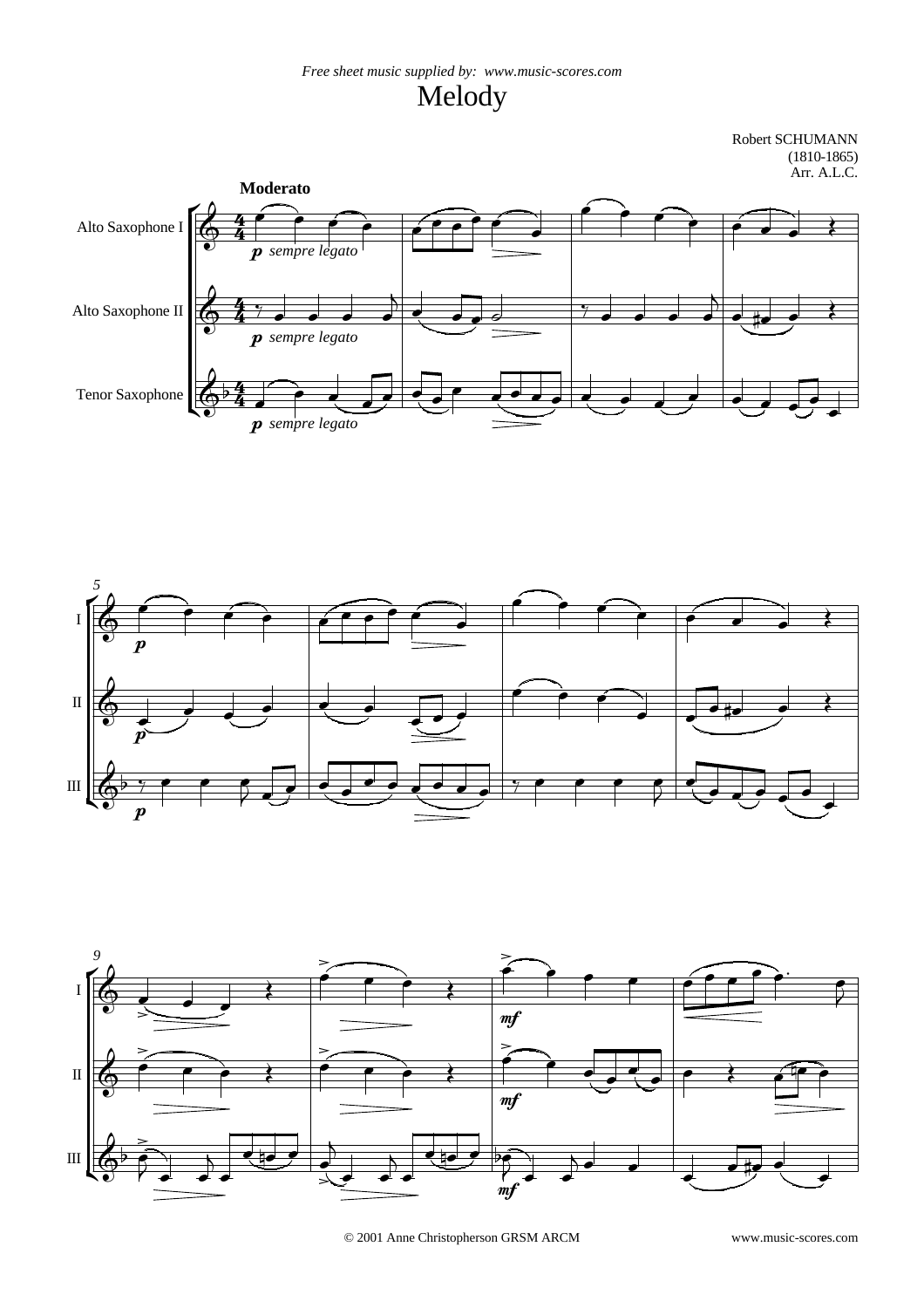Free sheet music supplied by: www.music-scores.com

# Melody

Robert SCHUMANN
(1810-1865)
Arr. A.L.C.

© 2001 Anne Christopherson GRSM ARCM

www.music-scores.com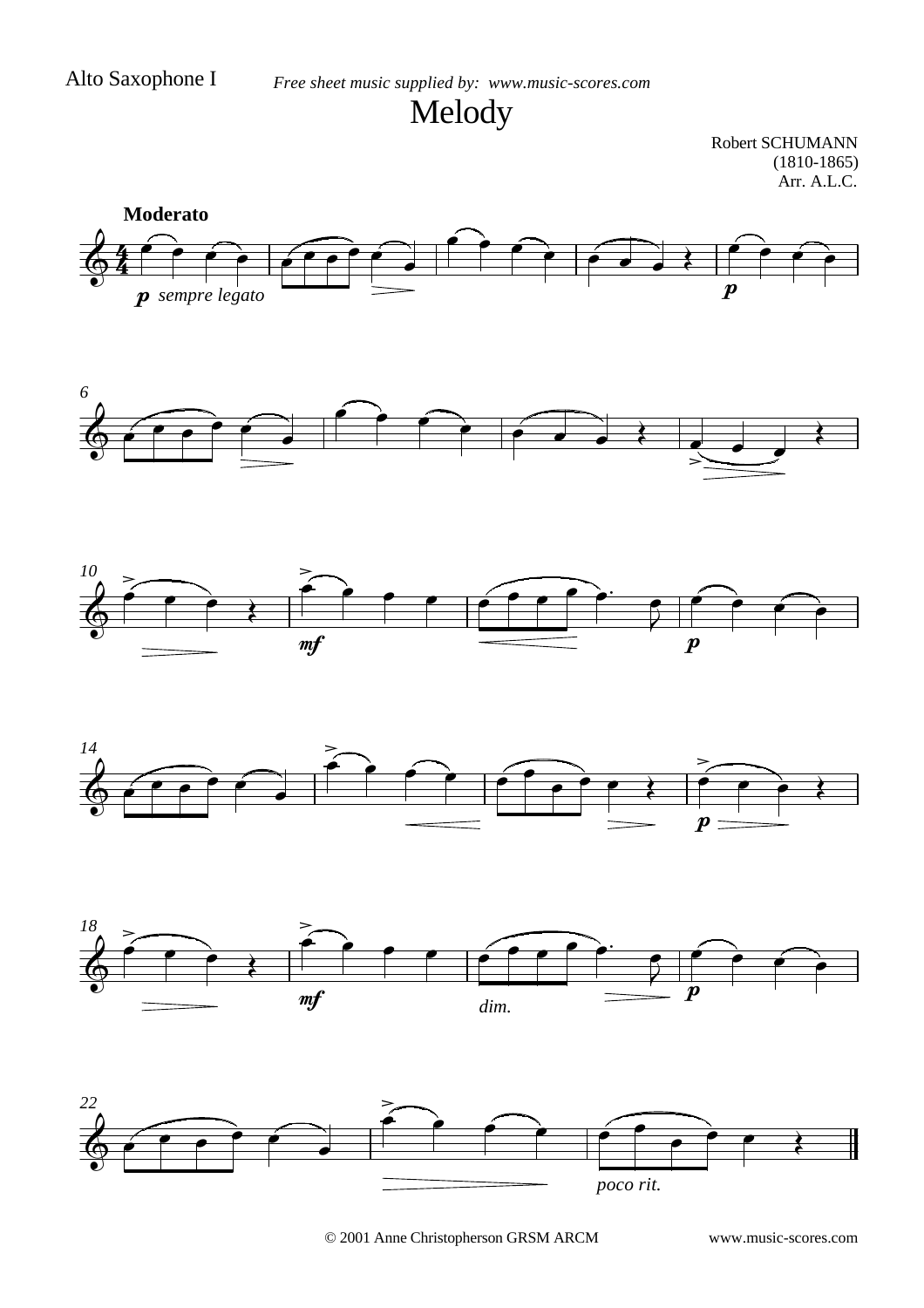Alto Saxophone I

*Free sheet music supplied by: www.music-scores.com*

# Melody

Robert SCHUMANN
(1810-1865)
Arr. A.L.C.

**Moderato**

*p sempre legato*

© 2001 Anne Christopherson GRSM ARCM                www.music-scores.com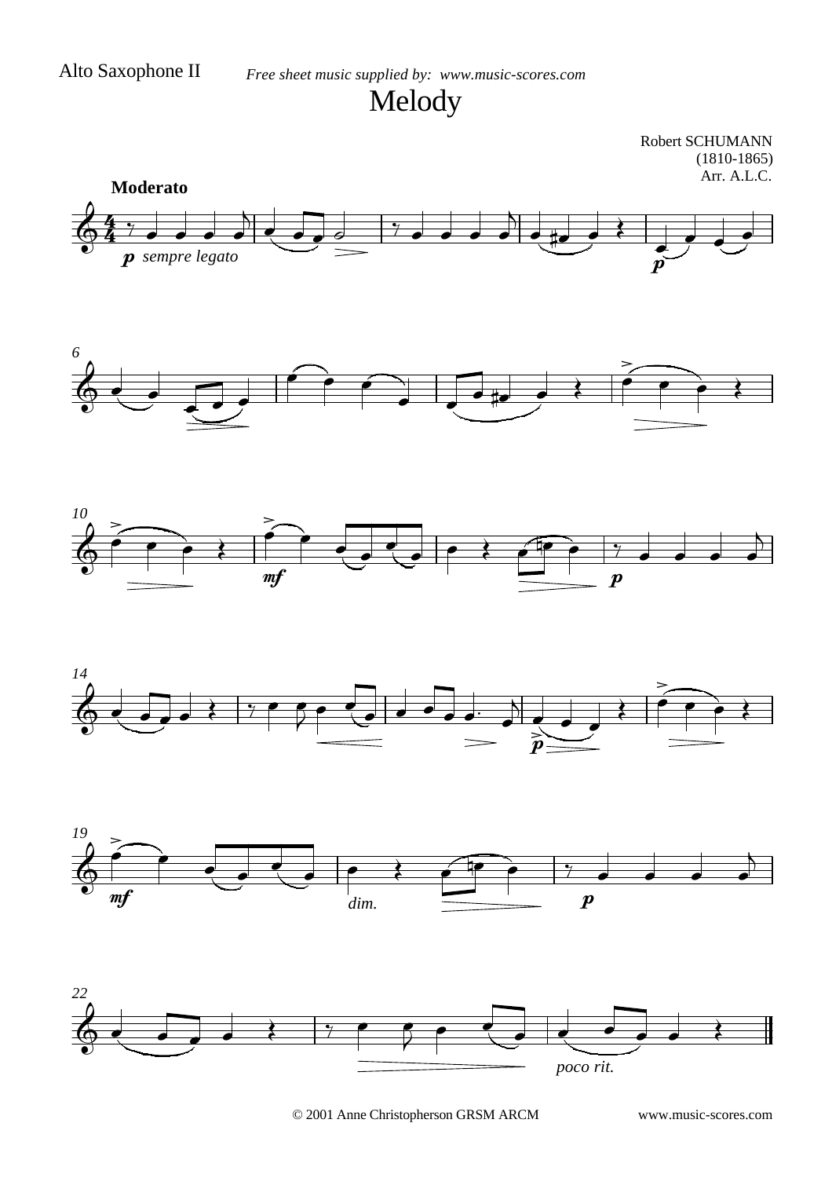Alto Saxophone II

*Free sheet music supplied by: www.music-scores.com*

# Melody

Robert SCHUMANN
(1810-1865)
Arr. A.L.C.

**Moderato**

*p* *sempre legato*

© 2001 Anne Christopherson GRSM ARCM

www.music-scores.com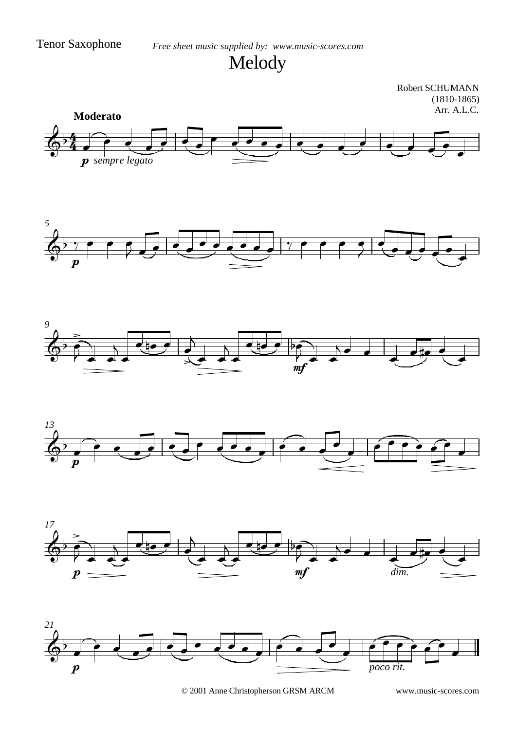Tenor Saxophone

*Free sheet music supplied by: www.music-scores.com*

# Melody

Robert SCHUMANN
(1810-1865)
Arr. A.L.C.

**Moderato**

© 2001 Anne Christopherson GRSM ARCM

www.music-scores.com